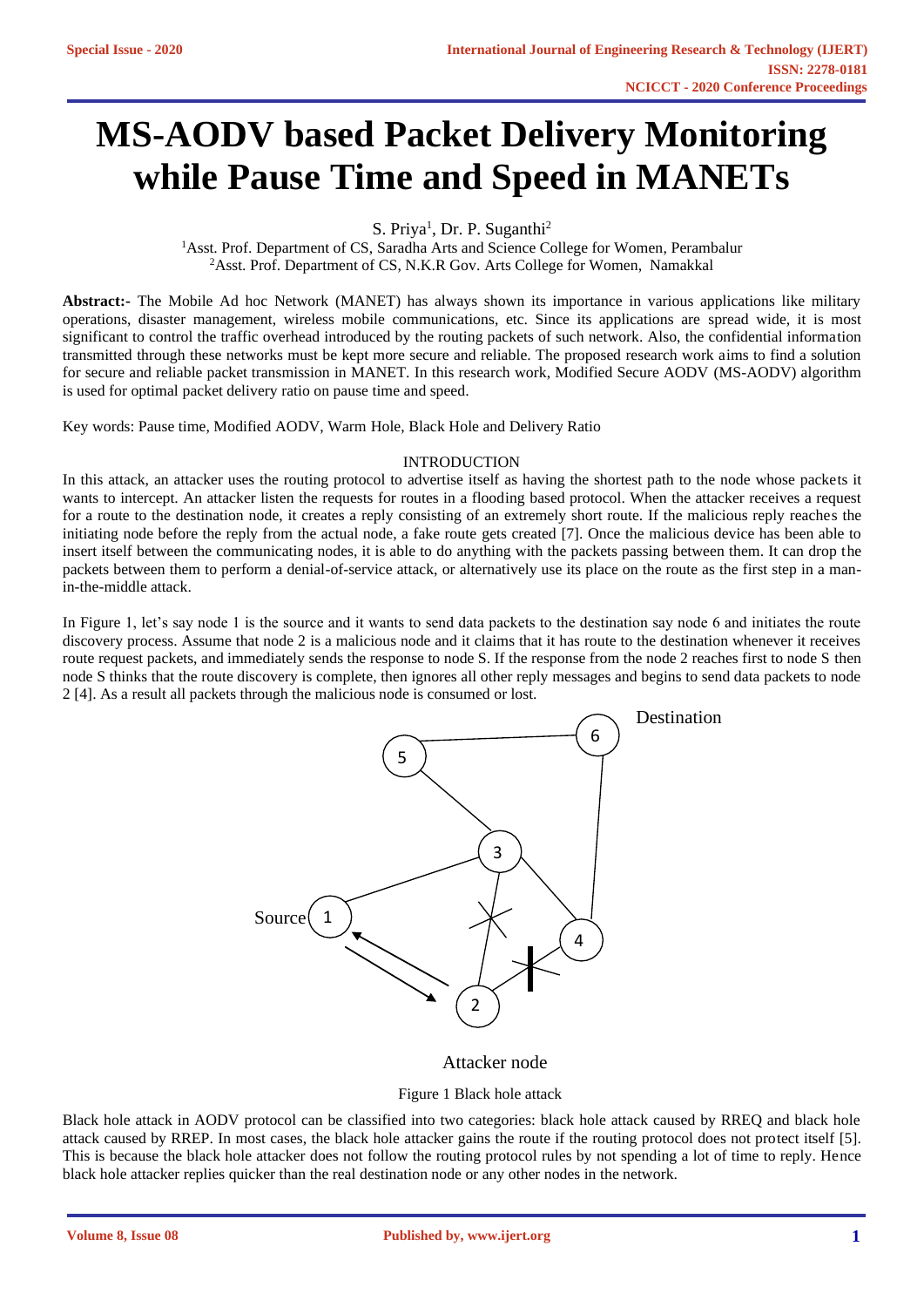# MS-AODV based Packet Delivery Monitoring while Pause Time and Speed in MANETs

S. Priya[1], Dr. P. Suganthi[2]

[1]Asst. Prof. Department of CS, Saradha Arts and Science College for Women, Perambalur
[2]Asst. Prof. Department of CS, N.K.R Gov. Arts College for Women, Namakkal

**Abstract:-** The Mobile Ad hoc Network (MANET) has always shown its importance in various applications like military operations, disaster management, wireless mobile communications, etc. Since its applications are spread wide, it is most significant to control the traffic overhead introduced by the routing packets of such network. Also, the confidential information transmitted through these networks must be kept more secure and reliable. The proposed research work aims to find a solution for secure and reliable packet transmission in MANET. In this research work, Modified Secure AODV (MS-AODV) algorithm is used for optimal packet delivery ratio on pause time and speed.

Key words: Pause time, Modified AODV, Warm Hole, Black Hole and Delivery Ratio

## INTRODUCTION

In this attack, an attacker uses the routing protocol to advertise itself as having the shortest path to the node whose packets it wants to intercept. An attacker listen the requests for routes in a flooding based protocol. When the attacker receives a request for a route to the destination node, it creates a reply consisting of an extremely short route. If the malicious reply reaches the initiating node before the reply from the actual node, a fake route gets created [7]. Once the malicious device has been able to insert itself between the communicating nodes, it is able to do anything with the packets passing between them. It can drop the packets between them to perform a denial-of-service attack, or alternatively use its place on the route as the first step in a man-in-the-middle attack.

In Figure 1, let's say node 1 is the source and it wants to send data packets to the destination say node 6 and initiates the route discovery process. Assume that node 2 is a malicious node and it claims that it has route to the destination whenever it receives route request packets, and immediately sends the response to node S. If the response from the node 2 reaches first to node S then node S thinks that the route discovery is complete, then ignores all other reply messages and begins to send data packets to node 2 [4]. As a result all packets through the malicious node is consumed or lost.

Figure 1 Black hole attack

Black hole attack in AODV protocol can be classified into two categories: black hole attack caused by RREQ and black hole attack caused by RREP. In most cases, the black hole attacker gains the route if the routing protocol does not protect itself [5]. This is because the black hole attacker does not follow the routing protocol rules by not spending a lot of time to reply. Hence black hole attacker replies quicker than the real destination node or any other nodes in the network.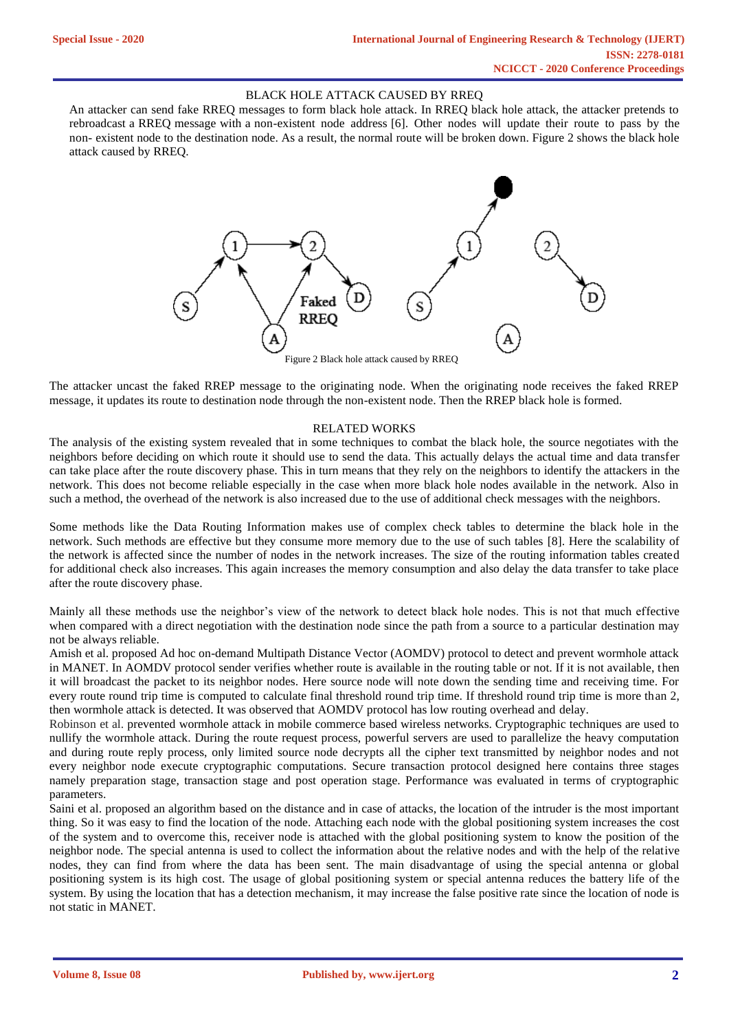## BLACK HOLE ATTACK CAUSED BY RREQ

An attacker can send fake RREQ messages to form black hole attack. In RREQ black hole attack, the attacker pretends to rebroadcast a RREQ message with a non-existent node address [6]. Other nodes will update their route to pass by the non- existent node to the destination node. As a result, the normal route will be broken down. Figure 2 shows the black hole attack caused by RREQ.

Figure 2 Black hole attack caused by RREQ

The attacker uncast the faked RREP message to the originating node. When the originating node receives the faked RREP message, it updates its route to destination node through the non-existent node. Then the RREP black hole is formed.

## RELATED WORKS

The analysis of the existing system revealed that in some techniques to combat the black hole, the source negotiates with the neighbors before deciding on which route it should use to send the data. This actually delays the actual time and data transfer can take place after the route discovery phase. This in turn means that they rely on the neighbors to identify the attackers in the network. This does not become reliable especially in the case when more black hole nodes available in the network. Also in such a method, the overhead of the network is also increased due to the use of additional check messages with the neighbors.

Some methods like the Data Routing Information makes use of complex check tables to determine the black hole in the network. Such methods are effective but they consume more memory due to the use of such tables [8]. Here the scalability of the network is affected since the number of nodes in the network increases. The size of the routing information tables created for additional check also increases. This again increases the memory consumption and also delay the data transfer to take place after the route discovery phase.

Mainly all these methods use the neighbor's view of the network to detect black hole nodes. This is not that much effective when compared with a direct negotiation with the destination node since the path from a source to a particular destination may not be always reliable.

Amish et al. proposed Ad hoc on-demand Multipath Distance Vector (AOMDV) protocol to detect and prevent wormhole attack in MANET. In AOMDV protocol sender verifies whether route is available in the routing table or not. If it is not available, then it will broadcast the packet to its neighbor nodes. Here source node will note down the sending time and receiving time. For every route round trip time is computed to calculate final threshold round trip time. If threshold round trip time is more than 2, then wormhole attack is detected. It was observed that AOMDV protocol has low routing overhead and delay.

Robinson et al. prevented wormhole attack in mobile commerce based wireless networks. Cryptographic techniques are used to nullify the wormhole attack. During the route request process, powerful servers are used to parallelize the heavy computation and during route reply process, only limited source node decrypts all the cipher text transmitted by neighbor nodes and not every neighbor node execute cryptographic computations. Secure transaction protocol designed here contains three stages namely preparation stage, transaction stage and post operation stage. Performance was evaluated in terms of cryptographic parameters.

Saini et al. proposed an algorithm based on the distance and in case of attacks, the location of the intruder is the most important thing. So it was easy to find the location of the node. Attaching each node with the global positioning system increases the cost of the system and to overcome this, receiver node is attached with the global positioning system to know the position of the neighbor node. The special antenna is used to collect the information about the relative nodes and with the help of the relative nodes, they can find from where the data has been sent. The main disadvantage of using the special antenna or global positioning system is its high cost. The usage of global positioning system or special antenna reduces the battery life of the system. By using the location that has a detection mechanism, it may increase the false positive rate since the location of node is not static in MANET.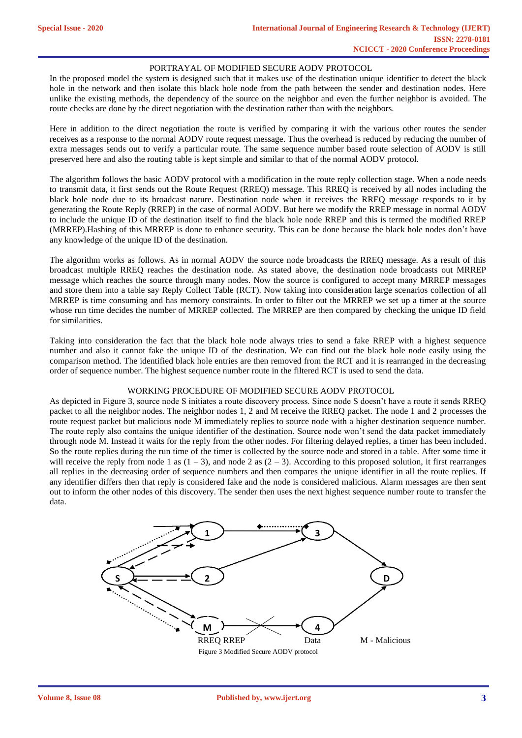## PORTRAYAL OF MODIFIED SECURE AODV PROTOCOL

In the proposed model the system is designed such that it makes use of the destination unique identifier to detect the black hole in the network and then isolate this black hole node from the path between the sender and destination nodes. Here unlike the existing methods, the dependency of the source on the neighbor and even the further neighbor is avoided. The route checks are done by the direct negotiation with the destination rather than with the neighbors.

Here in addition to the direct negotiation the route is verified by comparing it with the various other routes the sender receives as a response to the normal AODV route request message. Thus the overhead is reduced by reducing the number of extra messages sends out to verify a particular route. The same sequence number based route selection of AODV is still preserved here and also the routing table is kept simple and similar to that of the normal AODV protocol.

The algorithm follows the basic AODV protocol with a modification in the route reply collection stage. When a node needs to transmit data, it first sends out the Route Request (RREQ) message. This RREQ is received by all nodes including the black hole node due to its broadcast nature. Destination node when it receives the RREQ message responds to it by generating the Route Reply (RREP) in the case of normal AODV. But here we modify the RREP message in normal AODV to include the unique ID of the destination itself to find the black hole node RREP and this is termed the modified RREP (MRREP).Hashing of this MRREP is done to enhance security. This can be done because the black hole nodes don't have any knowledge of the unique ID of the destination.

The algorithm works as follows. As in normal AODV the source node broadcasts the RREQ message. As a result of this broadcast multiple RREQ reaches the destination node. As stated above, the destination node broadcasts out MRREP message which reaches the source through many nodes. Now the source is configured to accept many MRREP messages and store them into a table say Reply Collect Table (RCT). Now taking into consideration large scenarios collection of all MRREP is time consuming and has memory constraints. In order to filter out the MRREP we set up a timer at the source whose run time decides the number of MRREP collected. The MRREP are then compared by checking the unique ID field for similarities.

Taking into consideration the fact that the black hole node always tries to send a fake RREP with a highest sequence number and also it cannot fake the unique ID of the destination. We can find out the black hole node easily using the comparison method. The identified black hole entries are then removed from the RCT and it is rearranged in the decreasing order of sequence number. The highest sequence number route in the filtered RCT is used to send the data.

## WORKING PROCEDURE OF MODIFIED SECURE AODV PROTOCOL

As depicted in Figure 3, source node S initiates a route discovery process. Since node S doesn't have a route it sends RREQ packet to all the neighbor nodes. The neighbor nodes 1, 2 and M receive the RREQ packet. The node 1 and 2 processes the route request packet but malicious node M immediately replies to source node with a higher destination sequence number. The route reply also contains the unique identifier of the destination. Source node won't send the data packet immediately through node M. Instead it waits for the reply from the other nodes. For filtering delayed replies, a timer has been included. So the route replies during the run time of the timer is collected by the source node and stored in a table. After some time it will receive the reply from node 1 as (1 – 3), and node 2 as (2 – 3). According to this proposed solution, it first rearranges all replies in the decreasing order of sequence numbers and then compares the unique identifier in all the route replies. If any identifier differs then that reply is considered fake and the node is considered malicious. Alarm messages are then sent out to inform the other nodes of this discovery. The sender then uses the next highest sequence number route to transfer the data.

RREQ RREP Data M - Malicious

Figure 3 Modified Secure AODV protocol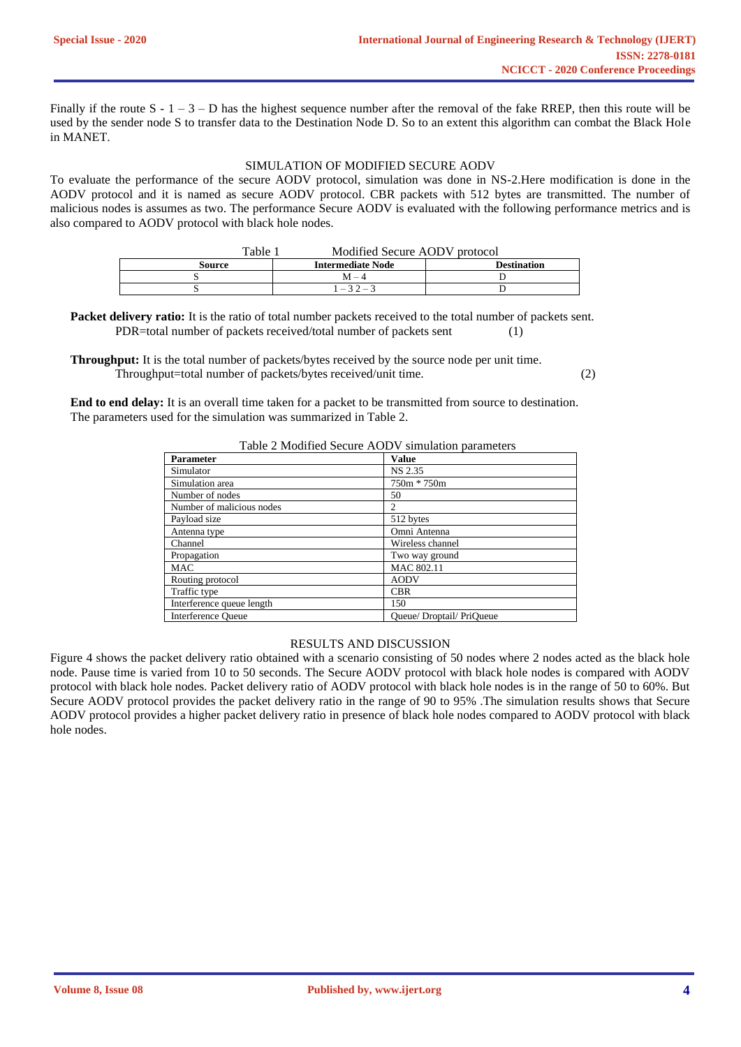Finally if the route S - 1 – 3 – D has the highest sequence number after the removal of the fake RREP, then this route will be used by the sender node S to transfer data to the Destination Node D. So to an extent this algorithm can combat the Black Hole in MANET.

## SIMULATION OF MODIFIED SECURE AODV

To evaluate the performance of the secure AODV protocol, simulation was done in NS-2.Here modification is done in the AODV protocol and it is named as secure AODV protocol. CBR packets with 512 bytes are transmitted. The number of malicious nodes is assumes as two. The performance Secure AODV is evaluated with the following performance metrics and is also compared to AODV protocol with black hole nodes.

Table 1 Modified Secure AODV protocol

| Source | Intermediate Node | Destination |
|---|---|---|
| S | M – 4 | D |
| S | 1 – 3 2 – 3 | D |

**Packet delivery ratio:** It is the ratio of total number packets received to the total number of packets sent.

PDR=total number of packets received/total number of packets sent (1)

**Throughput:** It is the total number of packets/bytes received by the source node per unit time.

Throughput=total number of packets/bytes received/unit time. (2)

**End to end delay:** It is an overall time taken for a packet to be transmitted from source to destination.

The parameters used for the simulation was summarized in Table 2.

Table 2 Modified Secure AODV simulation parameters

| Parameter | Value |
|---|---|
| Simulator | NS 2.35 |
| Simulation area | 750m * 750m |
| Number of nodes | 50 |
| Number of malicious nodes | 2 |
| Payload size | 512 bytes |
| Antenna type | Omni Antenna |
| Channel | Wireless channel |
| Propagation | Two way ground |
| MAC | MAC 802.11 |
| Routing protocol | AODV |
| Traffic type | CBR |
| Interference queue length | 150 |
| Interference Queue | Queue/ Droptail/ PriQueue |

## RESULTS AND DISCUSSION

Figure 4 shows the packet delivery ratio obtained with a scenario consisting of 50 nodes where 2 nodes acted as the black hole node. Pause time is varied from 10 to 50 seconds. The Secure AODV protocol with black hole nodes is compared with AODV protocol with black hole nodes. Packet delivery ratio of AODV protocol with black hole nodes is in the range of 50 to 60%. But Secure AODV protocol provides the packet delivery ratio in the range of 90 to 95% .The simulation results shows that Secure AODV protocol provides a higher packet delivery ratio in presence of black hole nodes compared to AODV protocol with black hole nodes.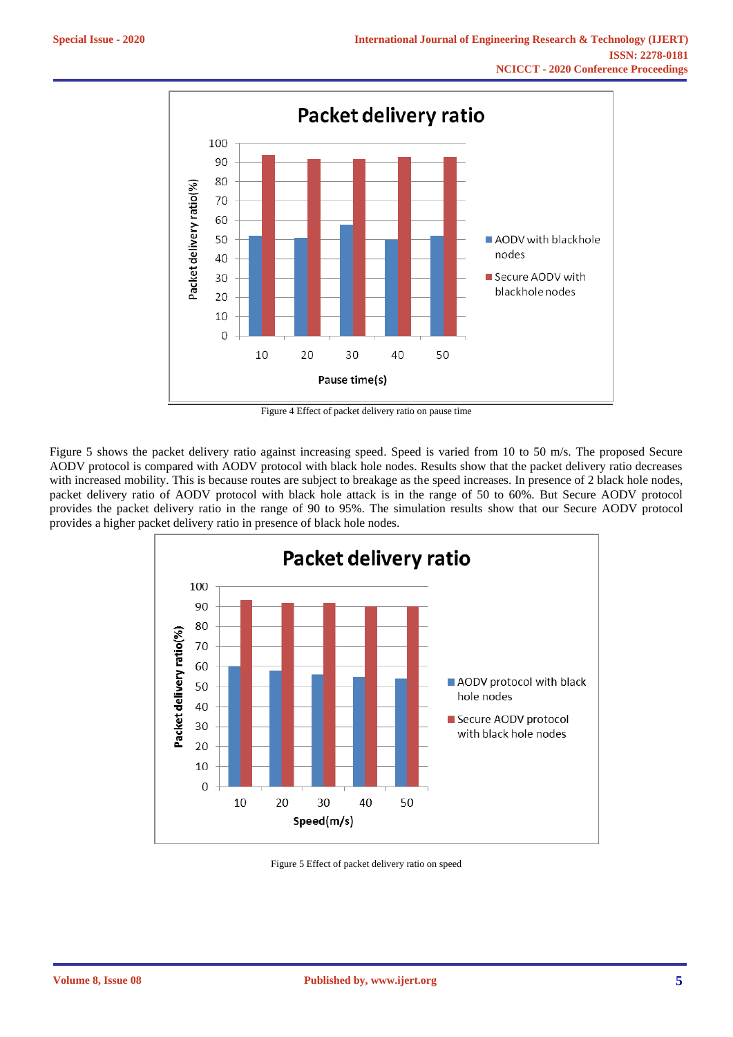Figure 4 Effect of packet delivery ratio on pause time

Figure 5 shows the packet delivery ratio against increasing speed. Speed is varied from 10 to 50 m/s. The proposed Secure AODV protocol is compared with AODV protocol with black hole nodes. Results show that the packet delivery ratio decreases with increased mobility. This is because routes are subject to breakage as the speed increases. In presence of 2 black hole nodes, packet delivery ratio of AODV protocol with black hole attack is in the range of 50 to 60%. But Secure AODV protocol provides the packet delivery ratio in the range of 90 to 95%. The simulation results show that our Secure AODV protocol provides a higher packet delivery ratio in presence of black hole nodes.

Figure 5 Effect of packet delivery ratio on speed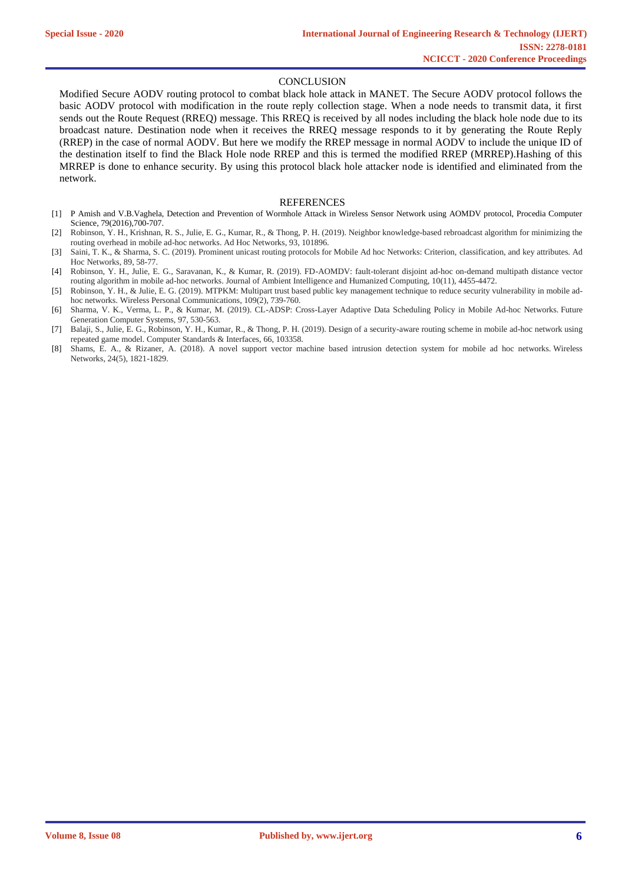## CONCLUSION

Modified Secure AODV routing protocol to combat black hole attack in MANET. The Secure AODV protocol follows the basic AODV protocol with modification in the route reply collection stage. When a node needs to transmit data, it first sends out the Route Request (RREQ) message. This RREQ is received by all nodes including the black hole node due to its broadcast nature. Destination node when it receives the RREQ message responds to it by generating the Route Reply (RREP) in the case of normal AODV. But here we modify the RREP message in normal AODV to include the unique ID of the destination itself to find the Black Hole node RREP and this is termed the modified RREP (MRREP).Hashing of this MRREP is done to enhance security. By using this protocol black hole attacker node is identified and eliminated from the network.

## REFERENCES

[1] P Amish and V.B.Vaghela, Detection and Prevention of Wormhole Attack in Wireless Sensor Network using AOMDV protocol, Procedia Computer Science, 79(2016),700-707.

[2] Robinson, Y. H., Krishnan, R. S., Julie, E. G., Kumar, R., & Thong, P. H. (2019). Neighbor knowledge-based rebroadcast algorithm for minimizing the routing overhead in mobile ad-hoc networks. Ad Hoc Networks, 93, 101896.

[3] Saini, T. K., & Sharma, S. C. (2019). Prominent unicast routing protocols for Mobile Ad hoc Networks: Criterion, classification, and key attributes. Ad Hoc Networks, 89, 58-77.

[4] Robinson, Y. H., Julie, E. G., Saravanan, K., & Kumar, R. (2019). FD-AOMDV: fault-tolerant disjoint ad-hoc on-demand multipath distance vector routing algorithm in mobile ad-hoc networks. Journal of Ambient Intelligence and Humanized Computing, 10(11), 4455-4472.

[5] Robinson, Y. H., & Julie, E. G. (2019). MTPKM: Multipart trust based public key management technique to reduce security vulnerability in mobile ad-hoc networks. Wireless Personal Communications, 109(2), 739-760.

[6] Sharma, V. K., Verma, L. P., & Kumar, M. (2019). CL-ADSP: Cross-Layer Adaptive Data Scheduling Policy in Mobile Ad-hoc Networks. Future Generation Computer Systems, 97, 530-563.

[7] Balaji, S., Julie, E. G., Robinson, Y. H., Kumar, R., & Thong, P. H. (2019). Design of a security-aware routing scheme in mobile ad-hoc network using repeated game model. Computer Standards & Interfaces, 66, 103358.

[8] Shams, E. A., & Rizaner, A. (2018). A novel support vector machine based intrusion detection system for mobile ad hoc networks. Wireless Networks, 24(5), 1821-1829.